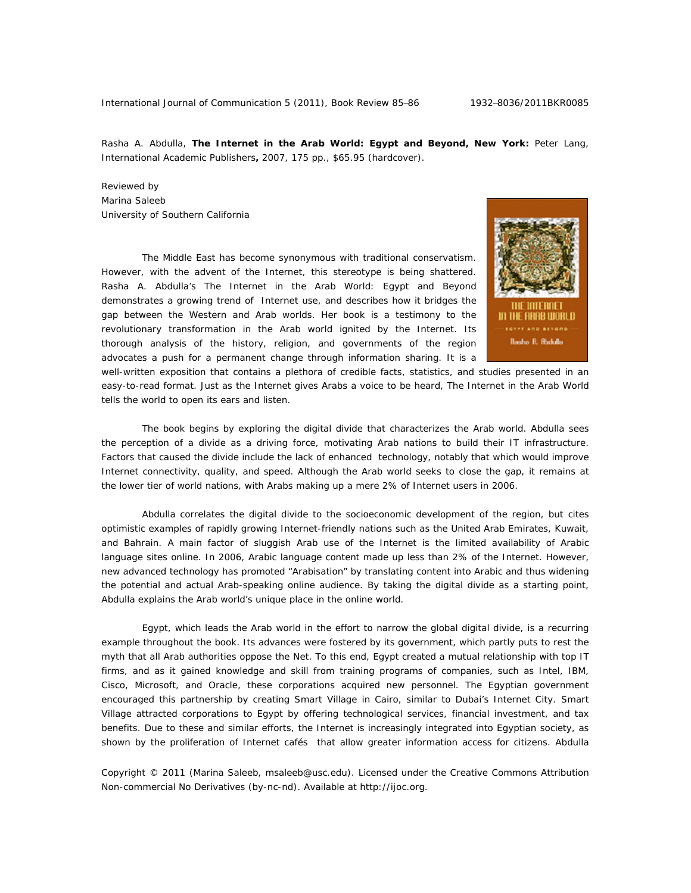Rasha A. Abdulla, **The Internet in the Arab World: Egypt and Beyond, New York:** Peter Lang, International Academic Publishers**,** 2007, 175 pp., $65.95 (hardcover).

Reviewed by
Marina Saleeb
University of Southern California

The Middle East has become synonymous with traditional conservatism. However, with the advent of the Internet, this stereotype is being shattered. Rasha A. Abdulla's The Internet in the Arab World: Egypt and Beyond demonstrates a growing trend of Internet use, and describes how it bridges the gap between the Western and Arab worlds. Her book is a testimony to the revolutionary transformation in the Arab world ignited by the Internet. Its thorough analysis of the history, religion, and governments of the region advocates a push for a permanent change through information sharing. It is a well-written exposition that contains a plethora of credible facts, statistics, and studies presented in an easy-to-read format. Just as the Internet gives Arabs a voice to be heard, The Internet in the Arab World tells the world to open its ears and listen.

The book begins by exploring the digital divide that characterizes the Arab world. Abdulla sees the perception of a divide as a driving force, motivating Arab nations to build their IT infrastructure. Factors that caused the divide include the lack of enhanced technology, notably that which would improve Internet connectivity, quality, and speed. Although the Arab world seeks to close the gap, it remains at the lower tier of world nations, with Arabs making up a mere 2% of Internet users in 2006.

Abdulla correlates the digital divide to the socioeconomic development of the region, but cites optimistic examples of rapidly growing Internet-friendly nations such as the United Arab Emirates, Kuwait, and Bahrain. A main factor of sluggish Arab use of the Internet is the limited availability of Arabic language sites online. In 2006, Arabic language content made up less than 2% of the Internet. However, new advanced technology has promoted "Arabisation" by translating content into Arabic and thus widening the potential and actual Arab-speaking online audience. By taking the digital divide as a starting point, Abdulla explains the Arab world's unique place in the online world.

Egypt, which leads the Arab world in the effort to narrow the global digital divide, is a recurring example throughout the book. Its advances were fostered by its government, which partly puts to rest the myth that all Arab authorities oppose the Net. To this end, Egypt created a mutual relationship with top IT firms, and as it gained knowledge and skill from training programs of companies, such as Intel, IBM, Cisco, Microsoft, and Oracle, these corporations acquired new personnel. The Egyptian government encouraged this partnership by creating Smart Village in Cairo, similar to Dubai's Internet City. Smart Village attracted corporations to Egypt by offering technological services, financial investment, and tax benefits. Due to these and similar efforts, the Internet is increasingly integrated into Egyptian society, as shown by the proliferation of Internet cafés that allow greater information access for citizens. Abdulla

Copyright © 2011 (Marina Saleeb, msaleeb@usc.edu). Licensed under the Creative Commons Attribution Non-commercial No Derivatives (by-nc-nd). Available at http://ijoc.org.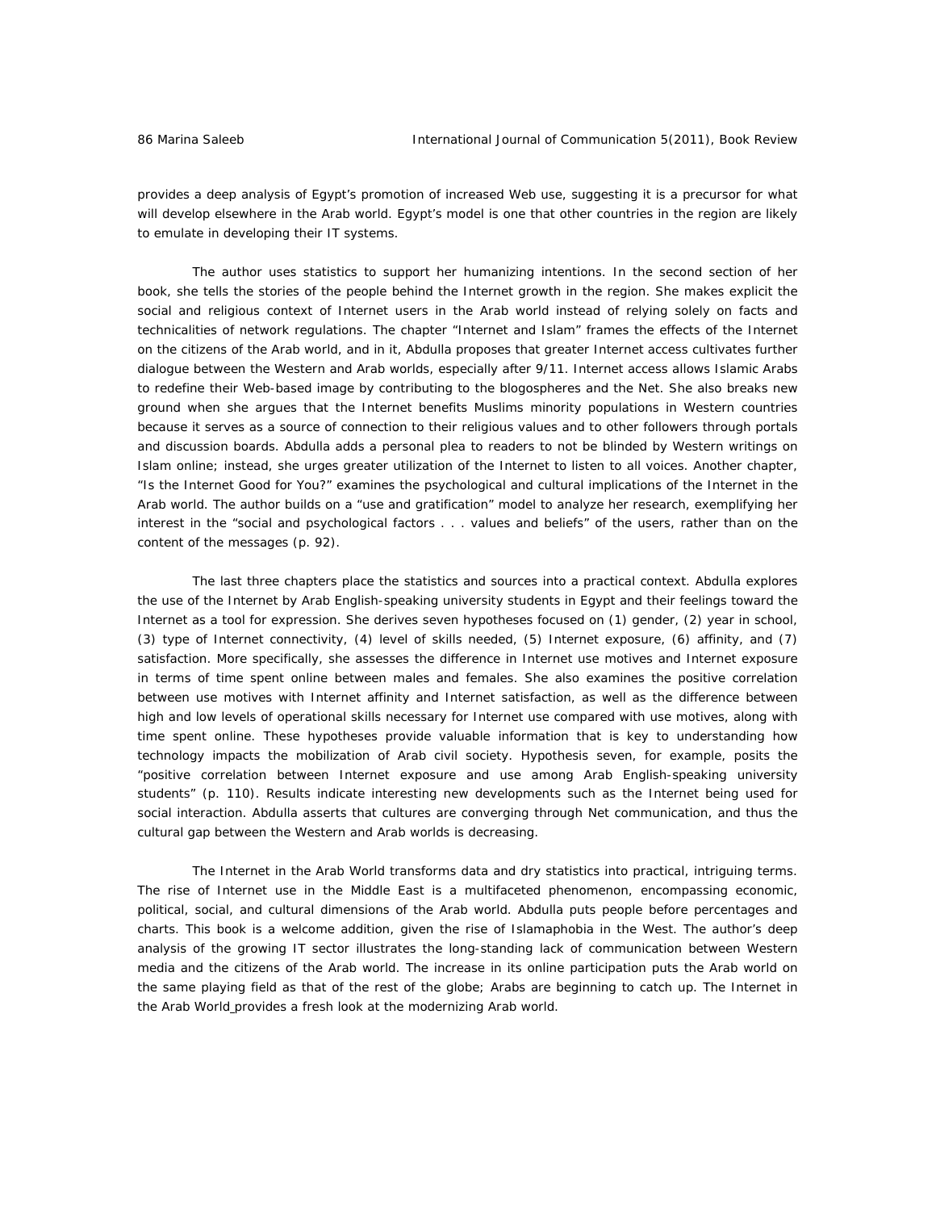provides a deep analysis of Egypt's promotion of increased Web use, suggesting it is a precursor for what will develop elsewhere in the Arab world. Egypt's model is one that other countries in the region are likely to emulate in developing their IT systems.

The author uses statistics to support her humanizing intentions. In the second section of her book, she tells the stories of the people behind the Internet growth in the region. She makes explicit the social and religious context of Internet users in the Arab world instead of relying solely on facts and technicalities of network regulations. The chapter "Internet and Islam" frames the effects of the Internet on the citizens of the Arab world, and in it, Abdulla proposes that greater Internet access cultivates further dialogue between the Western and Arab worlds, especially after 9/11. Internet access allows Islamic Arabs to redefine their Web-based image by contributing to the blogospheres and the Net. She also breaks new ground when she argues that the Internet benefits Muslims minority populations in Western countries because it serves as a source of connection to their religious values and to other followers through portals and discussion boards. Abdulla adds a personal plea to readers to not be blinded by Western writings on Islam online; instead, she urges greater utilization of the Internet to listen to all voices. Another chapter, "Is the Internet Good for You?" examines the psychological and cultural implications of the Internet in the Arab world. The author builds on a "use and gratification" model to analyze her research, exemplifying her interest in the "social and psychological factors . . . values and beliefs" of the users, rather than on the content of the messages (p. 92).

The last three chapters place the statistics and sources into a practical context. Abdulla explores the use of the Internet by Arab English-speaking university students in Egypt and their feelings toward the Internet as a tool for expression. She derives seven hypotheses focused on (1) gender, (2) year in school, (3) type of Internet connectivity, (4) level of skills needed, (5) Internet exposure, (6) affinity, and (7) satisfaction. More specifically, she assesses the difference in Internet use motives and Internet exposure in terms of time spent online between males and females. She also examines the positive correlation between use motives with Internet affinity and Internet satisfaction, as well as the difference between high and low levels of operational skills necessary for Internet use compared with use motives, along with time spent online. These hypotheses provide valuable information that is key to understanding how technology impacts the mobilization of Arab civil society. Hypothesis seven, for example, posits the "positive correlation between Internet exposure and use among Arab English-speaking university students" (p. 110). Results indicate interesting new developments such as the Internet being used for social interaction. Abdulla asserts that cultures are converging through Net communication, and thus the cultural gap between the Western and Arab worlds is decreasing.

*The Internet in the Arab World* transforms data and dry statistics into practical, intriguing terms. The rise of Internet use in the Middle East is a multifaceted phenomenon, encompassing economic, political, social, and cultural dimensions of the Arab world. Abdulla puts people before percentages and charts. This book is a welcome addition, given the rise of Islamaphobia in the West. The author's deep analysis of the growing IT sector illustrates the long-standing lack of communication between Western media and the citizens of the Arab world. The increase in its online participation puts the Arab world on the same playing field as that of the rest of the globe; Arabs are beginning to catch up. *The Internet in the Arab World* provides a fresh look at the modernizing Arab world.